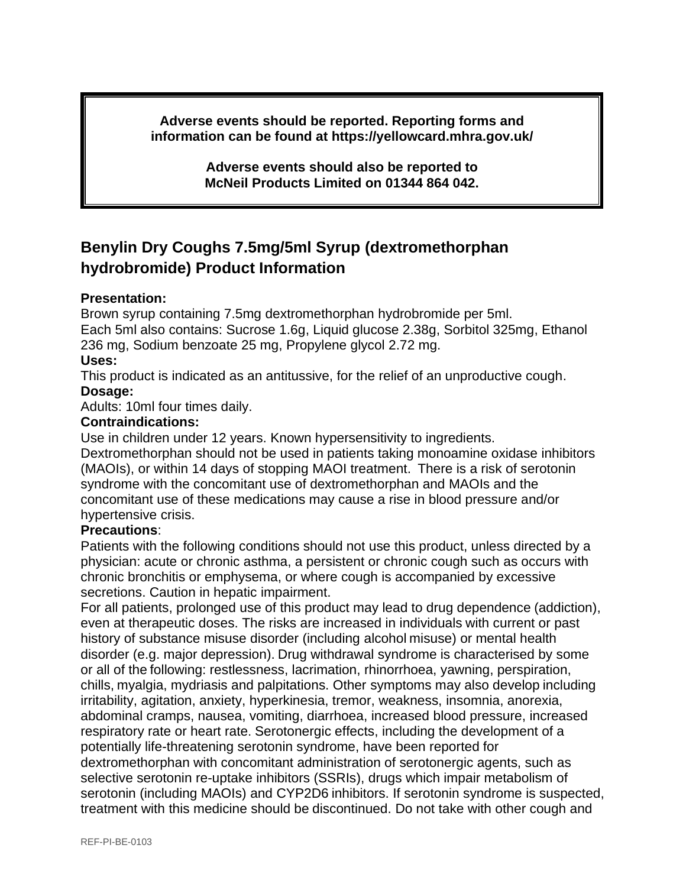**Adverse events should be reported. Reporting forms and information can be found at https://yellowcard.mhra.gov.uk/**

**Adverse events should also be reported to McNeil Products Limited on 01344 864 042.**

## Benylin Dry Coughs 7.5mg/5ml Syrup (dextromethorphan hydrobromide) Product Information

**Presentation:**
Brown syrup containing 7.5mg dextromethorphan hydrobromide per 5ml.
Each 5ml also contains: Sucrose 1.6g, Liquid glucose 2.38g, Sorbitol 325mg, Ethanol 236 mg, Sodium benzoate 25 mg, Propylene glycol 2.72 mg.

**Uses:**
This product is indicated as an antitussive, for the relief of an unproductive cough.

**Dosage:**
Adults: 10ml four times daily.

**Contraindications:**
Use in children under 12 years. Known hypersensitivity to ingredients.
Dextromethorphan should not be used in patients taking monoamine oxidase inhibitors (MAOIs), or within 14 days of stopping MAOI treatment. There is a risk of serotonin syndrome with the concomitant use of dextromethorphan and MAOIs and the concomitant use of these medications may cause a rise in blood pressure and/or hypertensive crisis.

**Precautions**:
Patients with the following conditions should not use this product, unless directed by a physician: acute or chronic asthma, a persistent or chronic cough such as occurs with chronic bronchitis or emphysema, or where cough is accompanied by excessive secretions. Caution in hepatic impairment.
For all patients, prolonged use of this product may lead to drug dependence (addiction), even at therapeutic doses. The risks are increased in individuals with current or past history of substance misuse disorder (including alcohol misuse) or mental health disorder (e.g. major depression). Drug withdrawal syndrome is characterised by some or all of the following: restlessness, lacrimation, rhinorrhoea, yawning, perspiration, chills, myalgia, mydriasis and palpitations. Other symptoms may also develop including irritability, agitation, anxiety, hyperkinesia, tremor, weakness, insomnia, anorexia, abdominal cramps, nausea, vomiting, diarrhoea, increased blood pressure, increased respiratory rate or heart rate. Serotonergic effects, including the development of a potentially life-threatening serotonin syndrome, have been reported for dextromethorphan with concomitant administration of serotonergic agents, such as selective serotonin re-uptake inhibitors (SSRIs), drugs which impair metabolism of serotonin (including MAOIs) and CYP2D6 inhibitors. If serotonin syndrome is suspected, treatment with this medicine should be discontinued. Do not take with other cough and

REF-PI-BE-0103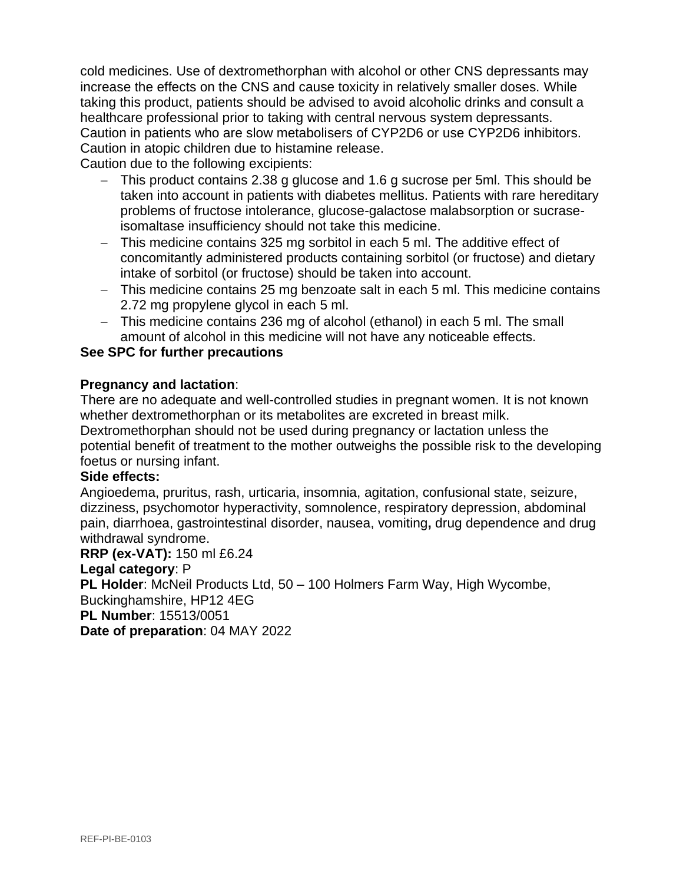cold medicines. Use of dextromethorphan with alcohol or other CNS depressants may increase the effects on the CNS and cause toxicity in relatively smaller doses. While taking this product, patients should be advised to avoid alcoholic drinks and consult a healthcare professional prior to taking with central nervous system depressants.
Caution in patients who are slow metabolisers of CYP2D6 or use CYP2D6 inhibitors.
Caution in atopic children due to histamine release.
Caution due to the following excipients:

- This product contains 2.38 g glucose and 1.6 g sucrose per 5ml. This should be taken into account in patients with diabetes mellitus. Patients with rare hereditary problems of fructose intolerance, glucose-galactose malabsorption or sucrase-isomaltase insufficiency should not take this medicine.
- This medicine contains 325 mg sorbitol in each 5 ml. The additive effect of concomitantly administered products containing sorbitol (or fructose) and dietary intake of sorbitol (or fructose) should be taken into account.
- This medicine contains 25 mg benzoate salt in each 5 ml. This medicine contains 2.72 mg propylene glycol in each 5 ml.
- This medicine contains 236 mg of alcohol (ethanol) in each 5 ml. The small amount of alcohol in this medicine will not have any noticeable effects.

**See SPC for further precautions**

**Pregnancy and lactation**:
There are no adequate and well-controlled studies in pregnant women. It is not known whether dextromethorphan or its metabolites are excreted in breast milk.
Dextromethorphan should not be used during pregnancy or lactation unless the potential benefit of treatment to the mother outweighs the possible risk to the developing foetus or nursing infant.

**Side effects:**
Angioedema, pruritus, rash, urticaria, insomnia, agitation, confusional state, seizure, dizziness, psychomotor hyperactivity, somnolence, respiratory depression, abdominal pain, diarrhoea, gastrointestinal disorder, nausea, vomiting**,** drug dependence and drug withdrawal syndrome.

**RRP (ex-VAT):** 150 ml £6.24
**Legal category**: P
**PL Holder**: McNeil Products Ltd, 50 – 100 Holmers Farm Way, High Wycombe, Buckinghamshire, HP12 4EG
**PL Number**: 15513/0051
**Date of preparation**: 04 MAY 2022

REF-PI-BE-0103